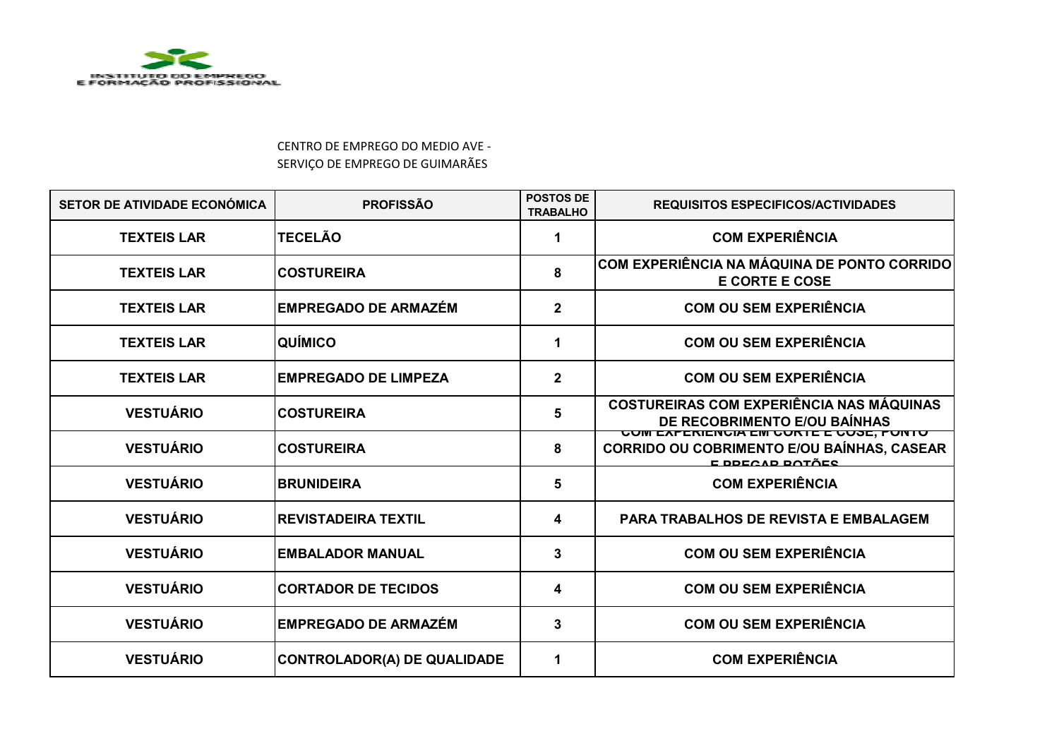INSTITUTO DO EMPREGO E FORMAÇÃO PROFISSIONAL

CENTRO DE EMPREGO DO MEDIO AVE -
SERVIÇO DE EMPREGO DE GUIMARÃES

| SETOR DE ATIVIDADE ECONÓMICA | PROFISSÃO | POSTOS DE TRABALHO | REQUISITOS ESPECIFICOS/ACTIVIDADES |
|---|---|---|---|
| TEXTEIS LAR | TECELÃO | 1 | COM EXPERIÊNCIA |
| TEXTEIS LAR | COSTUREIRA | 8 | COM EXPERIÊNCIA NA MÁQUINA DE PONTO CORRIDO E CORTE E COSE |
| TEXTEIS LAR | EMPREGADO DE ARMAZÉM | 2 | COM OU SEM EXPERIÊNCIA |
| TEXTEIS LAR | QUÍMICO | 1 | COM OU SEM EXPERIÊNCIA |
| TEXTEIS LAR | EMPREGADO DE LIMPEZA | 2 | COM OU SEM EXPERIÊNCIA |
| VESTUÁRIO | COSTUREIRA | 5 | COSTUREIRAS COM EXPERIÊNCIA NAS MÁQUINAS DE RECOBRIMENTO E/OU BAÍNHAS |
| VESTUÁRIO | COSTUREIRA | 8 | COM EXPERIÊNCIA EM CORTE E COSE, PONTO CORRIDO OU COBRIMENTO E/OU BAÍNHAS, CASEAR E PREGAR BOTÕES |
| VESTUÁRIO | BRUNIDEIRA | 5 | COM EXPERIÊNCIA |
| VESTUÁRIO | REVISTADEIRA TEXTIL | 4 | PARA TRABALHOS DE REVISTA E EMBALAGEM |
| VESTUÁRIO | EMBALADOR MANUAL | 3 | COM OU SEM EXPERIÊNCIA |
| VESTUÁRIO | CORTADOR DE TECIDOS | 4 | COM OU SEM EXPERIÊNCIA |
| VESTUÁRIO | EMPREGADO DE ARMAZÉM | 3 | COM OU SEM EXPERIÊNCIA |
| VESTUÁRIO | CONTROLADOR(A) DE QUALIDADE | 1 | COM EXPERIÊNCIA |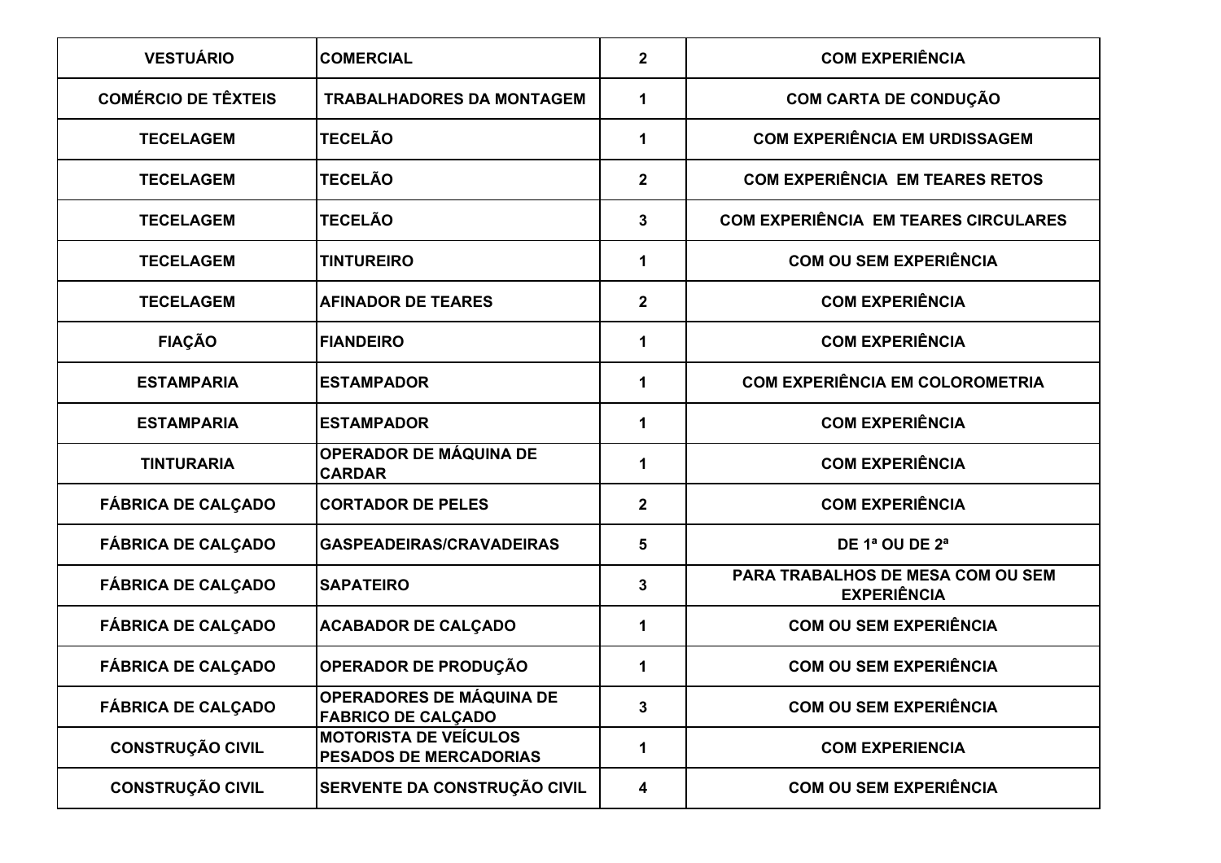| VESTUÁRIO | COMERCIAL | 2 | COM EXPERIÊNCIA |
|---|---|---|---|
| COMÉRCIO DE TÊXTEIS | TRABALHADORES DA MONTAGEM | 1 | COM CARTA DE CONDUÇÃO |
| TECELAGEM | TECELÃO | 1 | COM EXPERIÊNCIA EM URDISSAGEM |
| TECELAGEM | TECELÃO | 2 | COM EXPERIÊNCIA EM TEARES RETOS |
| TECELAGEM | TECELÃO | 3 | COM EXPERIÊNCIA EM TEARES CIRCULARES |
| TECELAGEM | TINTUREIRO | 1 | COM OU SEM EXPERIÊNCIA |
| TECELAGEM | AFINADOR DE TEARES | 2 | COM EXPERIÊNCIA |
| FIAÇÃO | FIANDEIRO | 1 | COM EXPERIÊNCIA |
| ESTAMPARIA | ESTAMPADOR | 1 | COM EXPERIÊNCIA EM COLOROMETRIA |
| ESTAMPARIA | ESTAMPADOR | 1 | COM EXPERIÊNCIA |
| TINTURARIA | OPERADOR DE MÁQUINA DE CARDAR | 1 | COM EXPERIÊNCIA |
| FÁBRICA DE CALÇADO | CORTADOR DE PELES | 2 | COM EXPERIÊNCIA |
| FÁBRICA DE CALÇADO | GASPEADEIRAS/CRAVADEIRAS | 5 | DE 1ª OU DE 2ª |
| FÁBRICA DE CALÇADO | SAPATEIRO | 3 | PARA TRABALHOS DE MESA COM OU SEM EXPERIÊNCIA |
| FÁBRICA DE CALÇADO | ACABADOR DE CALÇADO | 1 | COM OU SEM EXPERIÊNCIA |
| FÁBRICA DE CALÇADO | OPERADOR DE PRODUÇÃO | 1 | COM OU SEM EXPERIÊNCIA |
| FÁBRICA DE CALÇADO | OPERADORES DE MÁQUINA DE FABRICO DE CALÇADO | 3 | COM OU SEM EXPERIÊNCIA |
| CONSTRUÇÃO CIVIL | MOTORISTA DE VEÍCULOS PESADOS DE MERCADORIAS | 1 | COM EXPERIENCIA |
| CONSTRUÇÃO CIVIL | SERVENTE DA CONSTRUÇÃO CIVIL | 4 | COM OU SEM EXPERIÊNCIA |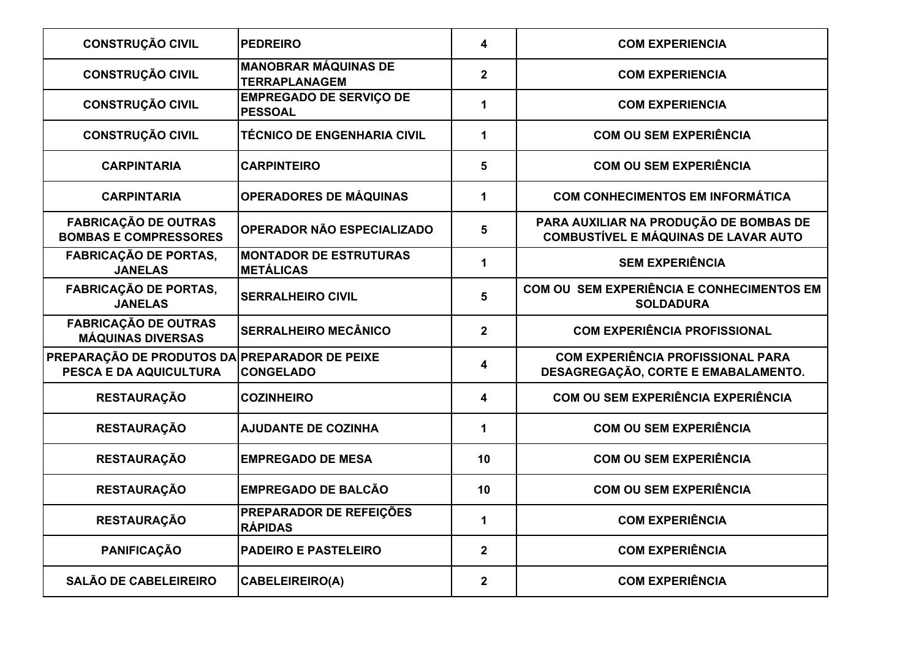| CONSTRUÇÃO CIVIL | PEDREIRO | 4 | COM EXPERIENCIA |
|---|---|---|---|
| CONSTRUÇÃO CIVIL | MANOBRAR MÁQUINAS DE TERRAPLANAGEM | 2 | COM EXPERIENCIA |
| CONSTRUÇÃO CIVIL | EMPREGADO DE SERVIÇO DE PESSOAL | 1 | COM EXPERIENCIA |
| CONSTRUÇÃO CIVIL | TÉCNICO DE ENGENHARIA CIVIL | 1 | COM OU SEM EXPERIÊNCIA |
| CARPINTARIA | CARPINTEIRO | 5 | COM OU SEM EXPERIÊNCIA |
| CARPINTARIA | OPERADORES DE MÁQUINAS | 1 | COM CONHECIMENTOS EM INFORMÁTICA |
| FABRICAÇÃO DE OUTRAS BOMBAS E COMPRESSORES | OPERADOR NÃO ESPECIALIZADO | 5 | PARA AUXILIAR NA PRODUÇÃO DE BOMBAS DE COMBUSTÍVEL E MÁQUINAS DE LAVAR AUTO |
| FABRICAÇÃO DE PORTAS, JANELAS | MONTADOR DE ESTRUTURAS METÁLICAS | 1 | SEM EXPERIÊNCIA |
| FABRICAÇÃO DE PORTAS, JANELAS | SERRALHEIRO CIVIL | 5 | COM OU SEM EXPERIÊNCIA E CONHECIMENTOS EM SOLDADURA |
| FABRICAÇÃO DE OUTRAS MÁQUINAS DIVERSAS | SERRALHEIRO MECÂNICO | 2 | COM EXPERIÊNCIA PROFISSIONAL |
| PREPARAÇÃO DE PRODUTOS DA PESCA E DA AQUICULTURA | PREPARADOR DE PEIXE CONGELADO | 4 | COM EXPERIÊNCIA PROFISSIONAL PARA DESAGREGAÇÃO, CORTE E EMABALAMENTO. |
| RESTAURAÇÃO | COZINHEIRO | 4 | COM OU SEM EXPERIÊNCIA EXPERIÊNCIA |
| RESTAURAÇÃO | AJUDANTE DE COZINHA | 1 | COM OU SEM EXPERIÊNCIA |
| RESTAURAÇÃO | EMPREGADO DE MESA | 10 | COM OU SEM EXPERIÊNCIA |
| RESTAURAÇÃO | EMPREGADO DE BALCÃO | 10 | COM OU SEM EXPERIÊNCIA |
| RESTAURAÇÃO | PREPARADOR DE REFEIÇÕES RÁPIDAS | 1 | COM EXPERIÊNCIA |
| PANIFICAÇÃO | PADEIRO E PASTELEIRO | 2 | COM EXPERIÊNCIA |
| SALÃO DE CABELEIREIRO | CABELEIREIRO(A) | 2 | COM EXPERIÊNCIA |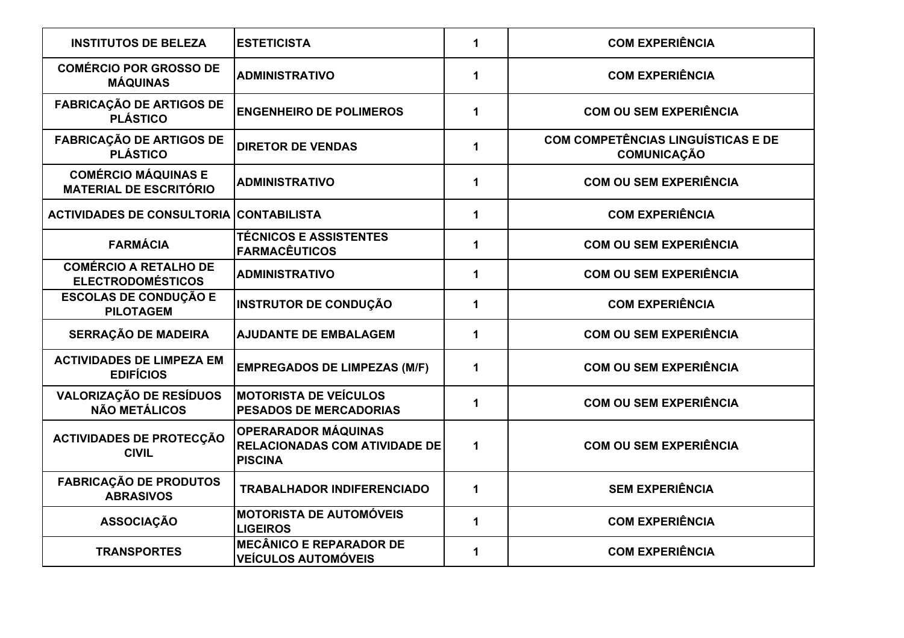| | | | |
|---|---|---|---|
| INSTITUTOS DE BELEZA | ESTETICISTA | 1 | COM EXPERIÊNCIA |
| COMÉRCIO POR GROSSO DE MÁQUINAS | ADMINISTRATIVO | 1 | COM EXPERIÊNCIA |
| FABRICAÇÃO DE ARTIGOS DE PLÁSTICO | ENGENHEIRO DE POLIMEROS | 1 | COM OU SEM EXPERIÊNCIA |
| FABRICAÇÃO DE ARTIGOS DE PLÁSTICO | DIRETOR DE VENDAS | 1 | COM COMPETÊNCIAS LINGUÍSTICAS E DE COMUNICAÇÃO |
| COMÉRCIO MÁQUINAS E MATERIAL DE ESCRITÓRIO | ADMINISTRATIVO | 1 | COM OU SEM EXPERIÊNCIA |
| ACTIVIDADES DE CONSULTORIA | CONTABILISTA | 1 | COM EXPERIÊNCIA |
| FARMÁCIA | TÉCNICOS E ASSISTENTES FARMACÊUTICOS | 1 | COM OU SEM EXPERIÊNCIA |
| COMÉRCIO A RETALHO DE ELECTRODOMÉSTICOS | ADMINISTRATIVO | 1 | COM OU SEM EXPERIÊNCIA |
| ESCOLAS DE CONDUÇÃO E PILOTAGEM | INSTRUTOR DE CONDUÇÃO | 1 | COM EXPERIÊNCIA |
| SERRAÇÃO DE MADEIRA | AJUDANTE DE EMBALAGEM | 1 | COM OU SEM EXPERIÊNCIA |
| ACTIVIDADES DE LIMPEZA EM EDIFÍCIOS | EMPREGADOS DE LIMPEZAS (M/F) | 1 | COM OU SEM EXPERIÊNCIA |
| VALORIZAÇÃO DE RESÍDUOS NÃO METÁLICOS | MOTORISTA DE VEÍCULOS PESADOS DE MERCADORIAS | 1 | COM OU SEM EXPERIÊNCIA |
| ACTIVIDADES DE PROTECÇÃO CIVIL | OPERARADOR MÁQUINAS RELACIONADAS COM ATIVIDADE DE PISCINA | 1 | COM OU SEM EXPERIÊNCIA |
| FABRICAÇÃO DE PRODUTOS ABRASIVOS | TRABALHADOR INDIFERENCIADO | 1 | SEM EXPERIÊNCIA |
| ASSOCIAÇÃO | MOTORISTA DE AUTOMÓVEIS LIGEIROS | 1 | COM EXPERIÊNCIA |
| TRANSPORTES | MECÂNICO E REPARADOR DE VEÍCULOS AUTOMÓVEIS | 1 | COM EXPERIÊNCIA |